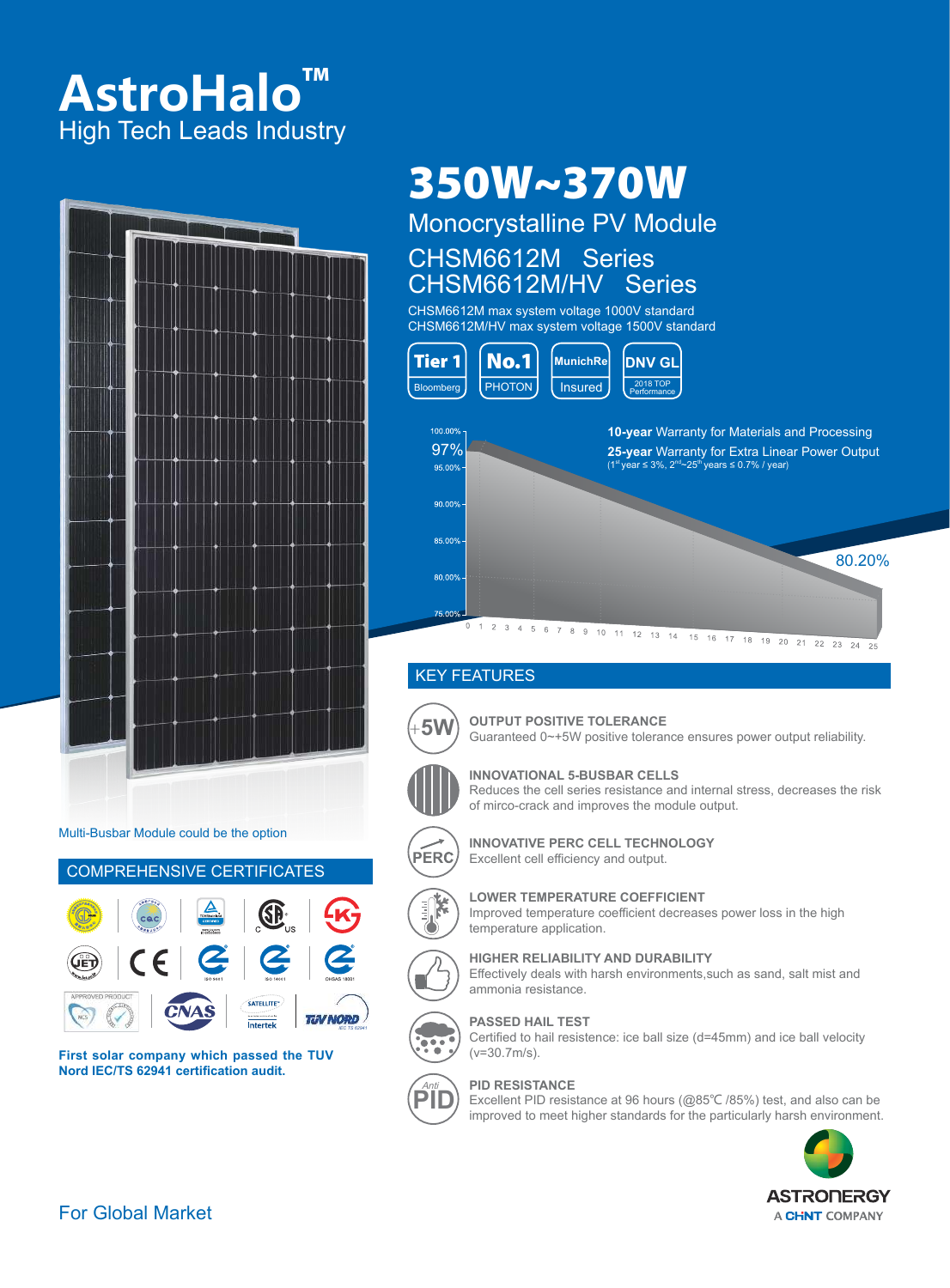# AstroHalo™

High Tech Leads Industry

# 350W~370W

## Monocrystalline PV Module

## CHSM6612M Series
## CHSM6612M/HV Series

CHSM6612M max system voltage 1000V standard
CHSM6612M/HV max system voltage 1500V standard

Tier 1 Bloomberg | No.1 PHOTON | MunichRe Insured | DNV GL 2018 TOP Performance

**10-year** Warranty for Materials and Processing
**25-year** Warranty for Extra Linear Power Output
(1st year ≤ 3%, 2nd~25th years ≤ 0.7% / year)

100.00%
97%
95.00%
90.00%
85.00%
80.00%
75.00%
80.20%
0 1 2 3 4 5 6 7 8 9 10 11 12 13 14 15 16 17 18 19 20 21 22 23 24 25

Multi-Busbar Module could be the option

## COMPREHENSIVE CERTIFICATES

**First solar company which passed the TUV Nord IEC/TS 62941 certification audit.**

## KEY FEATURES

**OUTPUT POSITIVE TOLERANCE**
Guaranteed 0~+5W positive tolerance ensures power output reliability.

**INNOVATIONAL 5-BUSBAR CELLS**
Reduces the cell series resistance and internal stress, decreases the risk of mirco-crack and improves the module output.

**INNOVATIVE PERC CELL TECHNOLOGY**
Excellent cell efficiency and output.

**LOWER TEMPERATURE COEFFICIENT**
Improved temperature coefficient decreases power loss in the high temperature application.

**HIGHER RELIABILITY AND DURABILITY**
Effectively deals with harsh environments,such as sand, salt mist and ammonia resistance.

**PASSED HAIL TEST**
Certified to hail resistence: ice ball size (d=45mm) and ice ball velocity (v=30.7m/s).

**PID RESISTANCE**
Excellent PID resistance at 96 hours (@85℃ /85%) test, and also can be improved to meet higher standards for the particularly harsh environment.

For Global Market

ASTRONERGY
A CHNT COMPANY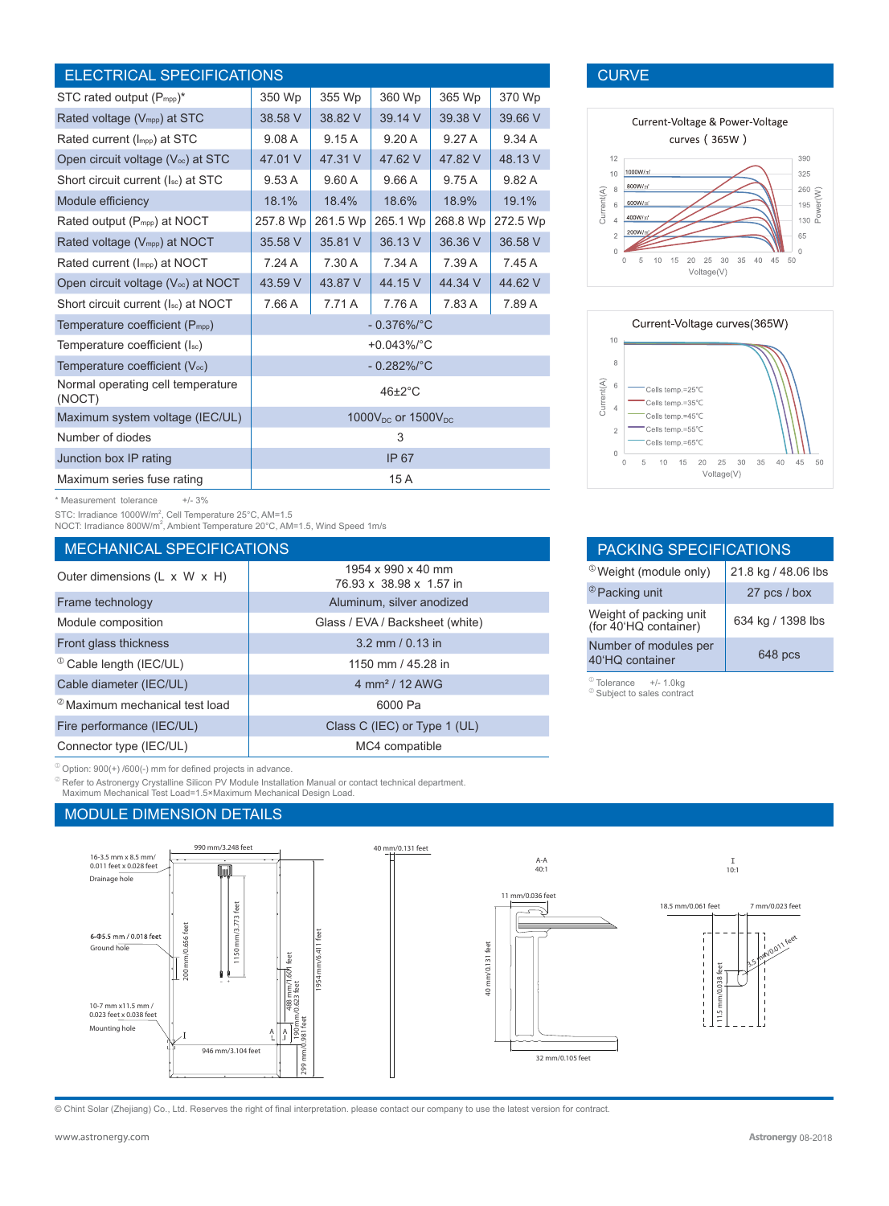## ELECTRICAL SPECIFICATIONS

| | | | | | |
|---|---|---|---|---|---|
| STC rated output ($P_{mpp}$)* | 350 Wp | 355 Wp | 360 Wp | 365 Wp | 370 Wp |
| Rated voltage ($V_{mpp}$) at STC | 38.58 V | 38.82 V | 39.14 V | 39.38 V | 39.66 V |
| Rated current ($I_{mpp}$) at STC | 9.08 A | 9.15 A | 9.20 A | 9.27 A | 9.34 A |
| Open circuit voltage ($V_{oc}$) at STC | 47.01 V | 47.31 V | 47.62 V | 47.82 V | 48.13 V |
| Short circuit current ($I_{sc}$) at STC | 9.53 A | 9.60 A | 9.66 A | 9.75 A | 9.82 A |
| Module efficiency | 18.1% | 18.4% | 18.6% | 18.9% | 19.1% |
| Rated output ($P_{mpp}$) at NOCT | 257.8 Wp | 261.5 Wp | 265.1 Wp | 268.8 Wp | 272.5 Wp |
| Rated voltage ($V_{mpp}$) at NOCT | 35.58 V | 35.81 V | 36.13 V | 36.36 V | 36.58 V |
| Rated current ($I_{mpp}$) at NOCT | 7.24 A | 7.30 A | 7.34 A | 7.39 A | 7.45 A |
| Open circuit voltage ($V_{oc}$) at NOCT | 43.59 V | 43.87 V | 44.15 V | 44.34 V | 44.62 V |
| Short circuit current ($I_{sc}$) at NOCT | 7.66 A | 7.71 A | 7.76 A | 7.83 A | 7.89 A |
| Temperature coefficient ($P_{mpp}$) | - 0.376%/°C | | | | |
| Temperature coefficient ($I_{sc}$) | +0.043%/°C | | | | |
| Temperature coefficient ($V_{oc}$) | - 0.282%/°C | | | | |
| Normal operating cell temperature (NOCT) | 46±2°C | | | | |
| Maximum system voltage (IEC/UL) | $1000V_{DC}$ or $1500V_{DC}$ | | | | |
| Number of diodes | 3 | | | | |
| Junction box IP rating | IP 67 | | | | |
| Maximum series fuse rating | 15 A | | | | |

\* Measurement tolerance +/- 3%

STC: Irradiance 1000W/m², Cell Temperature 25°C, AM=1.5

NOCT: Irradiance 800W/m², Ambient Temperature 20°C, AM=1.5, Wind Speed 1m/s

## CURVE

Current-Voltage & Power-Voltage curves ( 365W )

Current(A) 0 2 4 6 8 10 12

Power(W) 0 65 130 195 260 325 390

Voltage(V) 0 5 10 15 20 25 30 35 40 45 50

1000W/m² 800W/m² 600W/m² 400W/m² 200W/m²

Current-Voltage curves(365W)

Current(A) 0 2 4 6 8 10

Voltage(V) 0 5 10 15 20 25 30 35 40 45 50

Cells temp.=25°C Cells temp.=35°C Cells temp.=45°C Cells temp.=55°C Cells temp.=65°C

## MECHANICAL SPECIFICATIONS

| | |
|---|---|
| Outer dimensions (L x W x H) | 1954 x 990 x 40 mm<br>76.93 x 38.98 x 1.57 in |
| Frame technology | Aluminum, silver anodized |
| Module composition | Glass / EVA / Backsheet (white) |
| Front glass thickness | 3.2 mm / 0.13 in |
| [1] Cable length (IEC/UL) | 1150 mm / 45.28 in |
| Cable diameter (IEC/UL) | 4 mm² / 12 AWG |
| [2] Maximum mechanical test load | 6000 Pa |
| Fire performance (IEC/UL) | Class C (IEC) or Type 1 (UL) |
| Connector type (IEC/UL) | MC4 compatible |

[1] Option: 900(+) /600(-) mm for defined projects in advance.

[2] Refer to Astronergy Crystalline Silicon PV Module Installation Manual or contact technical department. Maximum Mechanical Test Load=1.5×Maximum Mechanical Design Load.

## PACKING SPECIFICATIONS

| | |
|---|---|
| [1] Weight (module only) | 21.8 kg / 48.06 lbs |
| [2] Packing unit | 27 pcs / box |
| Weight of packing unit (for 40'HQ container) | 634 kg / 1398 lbs |
| Number of modules per 40'HQ container | 648 pcs |

[1] Tolerance +/- 1.0kg

[2] Subject to sales contract

## MODULE DIMENSION DETAILS

990 mm/3.248 feet

16-3.5 mm x 8.5 mm/ 0.011 feet x 0.028 feet Drainage hole

6-Φ5.5 mm / 0.018 feet Ground hole

10-7 mm x11.5 mm / 0.023 feet x 0.038 feet Mounting hole

200 mm/0.656 feet

1150 mm/3.773 feet

488 mm/1.601 feet

190 mm/0.623 feet

299 mm/0.981 feet

1954 mm/6.411 feet

946 mm/3.104 feet

40 mm/0.131 feet

A-A 40:1

11 mm/0.036 feet

40 mm/0.131 feet

32 mm/0.105 feet

I 10:1

18.5 mm/0.061 feet

7 mm/0.023 feet

3.5 mm/0.011 feet

11.5 mm/0.038 feet

© Chint Solar (Zhejiang) Co., Ltd. Reserves the right of final interpretation. please contact our company to use the latest version for contract.

www.astronergy.com

Astronergy 08-2018